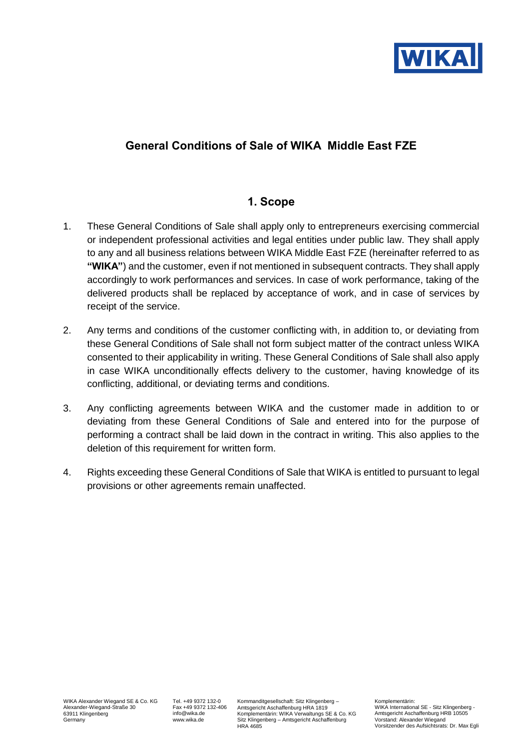# General Conditions of Sale of WIKA Middle East FZE

## 1. Scope

1. These General Conditions of Sale shall apply only to entrepreneurs exercising commercial or independent professional activities and legal entities under public law. They shall apply to any and all business relations between WIKA Middle East FZE (hereinafter referred to as **"WIKA"**) and the customer, even if not mentioned in subsequent contracts. They shall apply accordingly to work performances and services. In case of work performance, taking of the delivered products shall be replaced by acceptance of work, and in case of services by receipt of the service.

2. Any terms and conditions of the customer conflicting with, in addition to, or deviating from these General Conditions of Sale shall not form subject matter of the contract unless WIKA consented to their applicability in writing. These General Conditions of Sale shall also apply in case WIKA unconditionally effects delivery to the customer, having knowledge of its conflicting, additional, or deviating terms and conditions.

3. Any conflicting agreements between WIKA and the customer made in addition to or deviating from these General Conditions of Sale and entered into for the purpose of performing a contract shall be laid down in the contract in writing. This also applies to the deletion of this requirement for written form.

4. Rights exceeding these General Conditions of Sale that WIKA is entitled to pursuant to legal provisions or other agreements remain unaffected.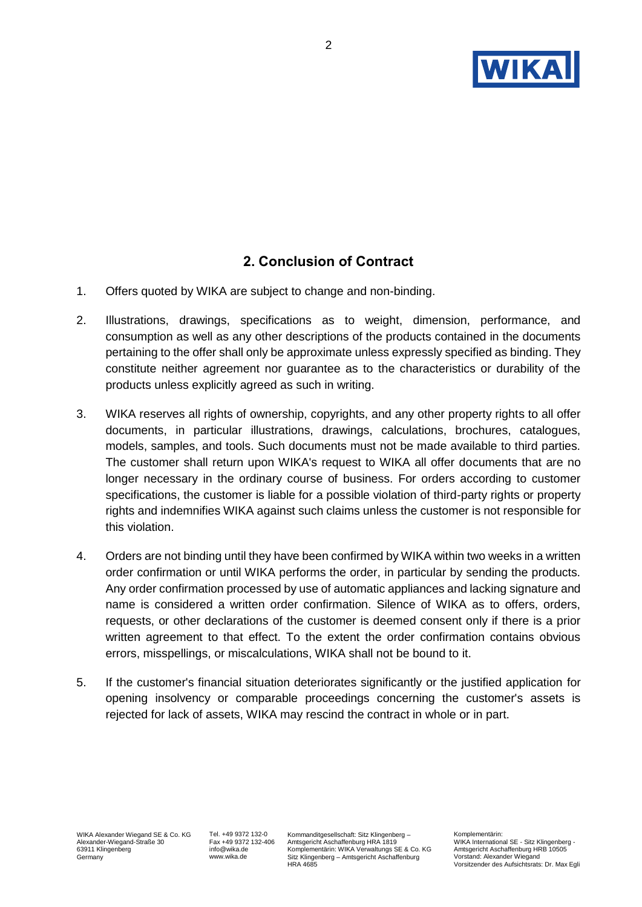## 2. Conclusion of Contract

1. Offers quoted by WIKA are subject to change and non-binding.

2. Illustrations, drawings, specifications as to weight, dimension, performance, and consumption as well as any other descriptions of the products contained in the documents pertaining to the offer shall only be approximate unless expressly specified as binding. They constitute neither agreement nor guarantee as to the characteristics or durability of the products unless explicitly agreed as such in writing.

3. WIKA reserves all rights of ownership, copyrights, and any other property rights to all offer documents, in particular illustrations, drawings, calculations, brochures, catalogues, models, samples, and tools. Such documents must not be made available to third parties. The customer shall return upon WIKA's request to WIKA all offer documents that are no longer necessary in the ordinary course of business. For orders according to customer specifications, the customer is liable for a possible violation of third-party rights or property rights and indemnifies WIKA against such claims unless the customer is not responsible for this violation.

4. Orders are not binding until they have been confirmed by WIKA within two weeks in a written order confirmation or until WIKA performs the order, in particular by sending the products. Any order confirmation processed by use of automatic appliances and lacking signature and name is considered a written order confirmation. Silence of WIKA as to offers, orders, requests, or other declarations of the customer is deemed consent only if there is a prior written agreement to that effect. To the extent the order confirmation contains obvious errors, misspellings, or miscalculations, WIKA shall not be bound to it.

5. If the customer's financial situation deteriorates significantly or the justified application for opening insolvency or comparable proceedings concerning the customer's assets is rejected for lack of assets, WIKA may rescind the contract in whole or in part.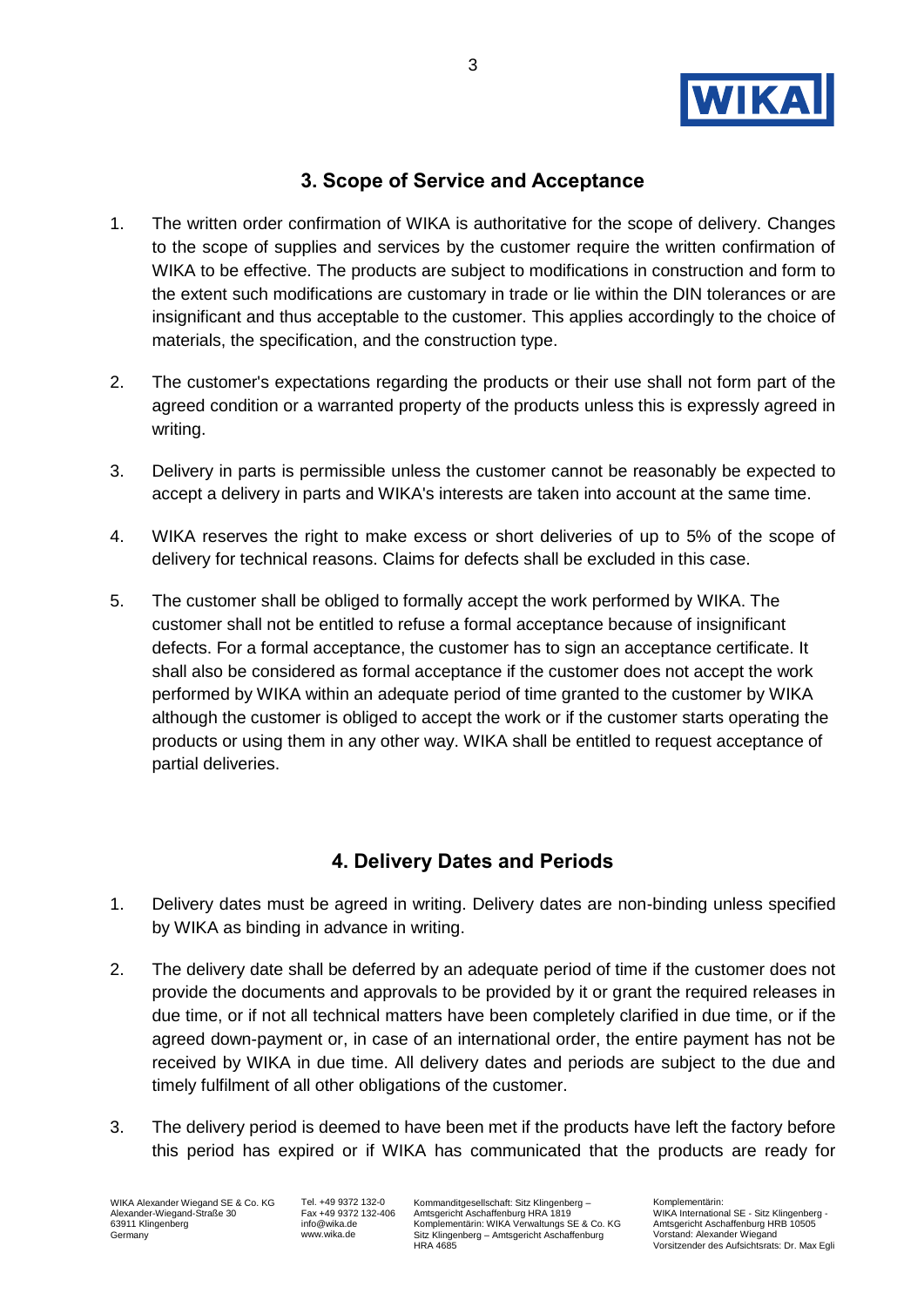## 3. Scope of Service and Acceptance

1. The written order confirmation of WIKA is authoritative for the scope of delivery. Changes to the scope of supplies and services by the customer require the written confirmation of WIKA to be effective. The products are subject to modifications in construction and form to the extent such modifications are customary in trade or lie within the DIN tolerances or are insignificant and thus acceptable to the customer. This applies accordingly to the choice of materials, the specification, and the construction type.

2. The customer's expectations regarding the products or their use shall not form part of the agreed condition or a warranted property of the products unless this is expressly agreed in writing.

3. Delivery in parts is permissible unless the customer cannot be reasonably be expected to accept a delivery in parts and WIKA's interests are taken into account at the same time.

4. WIKA reserves the right to make excess or short deliveries of up to 5% of the scope of delivery for technical reasons. Claims for defects shall be excluded in this case.

5. The customer shall be obliged to formally accept the work performed by WIKA. The customer shall not be entitled to refuse a formal acceptance because of insignificant defects. For a formal acceptance, the customer has to sign an acceptance certificate. It shall also be considered as formal acceptance if the customer does not accept the work performed by WIKA within an adequate period of time granted to the customer by WIKA although the customer is obliged to accept the work or if the customer starts operating the products or using them in any other way. WIKA shall be entitled to request acceptance of partial deliveries.

## 4. Delivery Dates and Periods

1. Delivery dates must be agreed in writing. Delivery dates are non-binding unless specified by WIKA as binding in advance in writing.

2. The delivery date shall be deferred by an adequate period of time if the customer does not provide the documents and approvals to be provided by it or grant the required releases in due time, or if not all technical matters have been completely clarified in due time, or if the agreed down-payment or, in case of an international order, the entire payment has not be received by WIKA in due time. All delivery dates and periods are subject to the due and timely fulfilment of all other obligations of the customer.

3. The delivery period is deemed to have been met if the products have left the factory before this period has expired or if WIKA has communicated that the products are ready for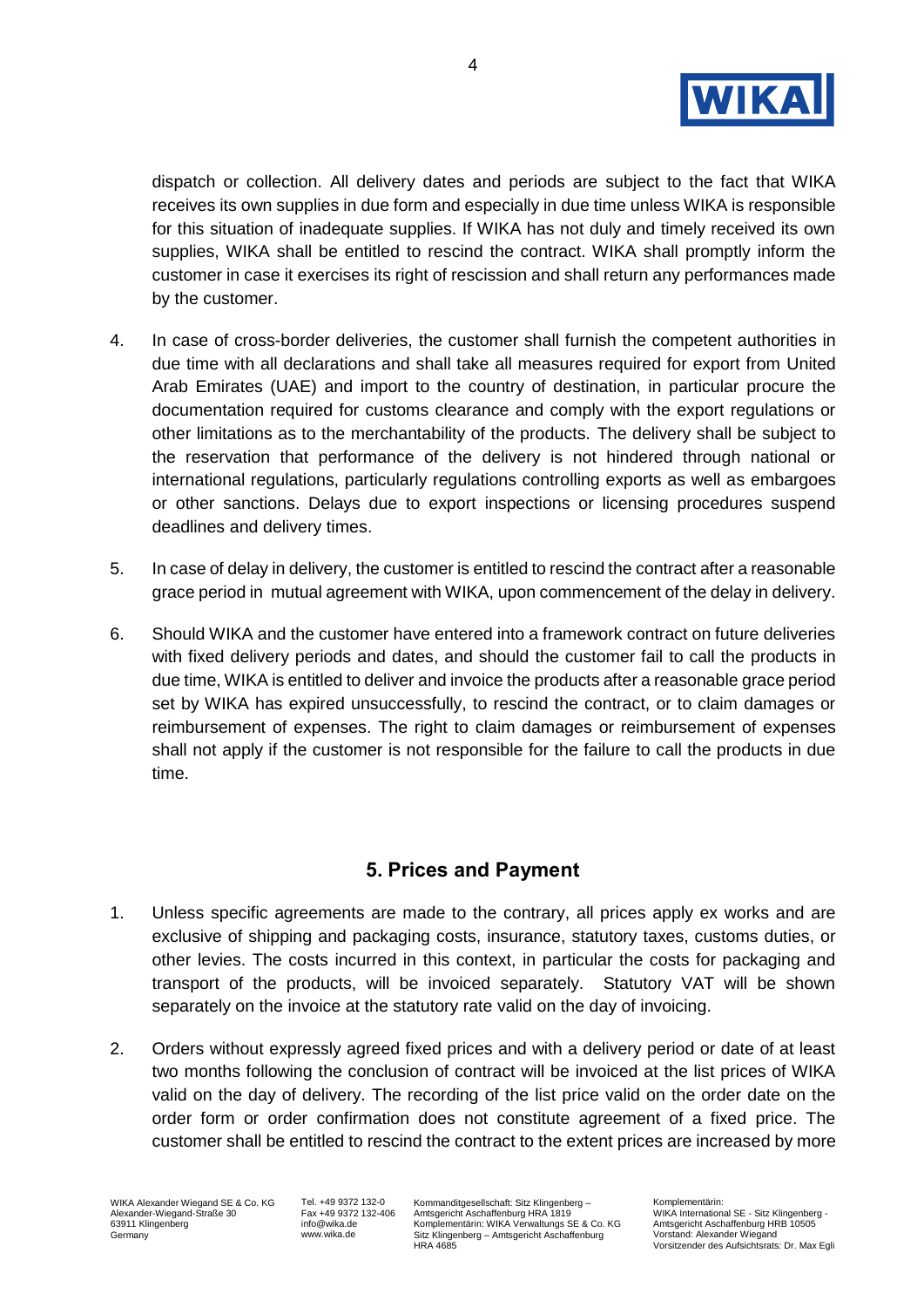dispatch or collection. All delivery dates and periods are subject to the fact that WIKA receives its own supplies in due form and especially in due time unless WIKA is responsible for this situation of inadequate supplies. If WIKA has not duly and timely received its own supplies, WIKA shall be entitled to rescind the contract. WIKA shall promptly inform the customer in case it exercises its right of rescission and shall return any performances made by the customer.

4. In case of cross-border deliveries, the customer shall furnish the competent authorities in due time with all declarations and shall take all measures required for export from United Arab Emirates (UAE) and import to the country of destination, in particular procure the documentation required for customs clearance and comply with the export regulations or other limitations as to the merchantability of the products. The delivery shall be subject to the reservation that performance of the delivery is not hindered through national or international regulations, particularly regulations controlling exports as well as embargoes or other sanctions. Delays due to export inspections or licensing procedures suspend deadlines and delivery times.

5. In case of delay in delivery, the customer is entitled to rescind the contract after a reasonable grace period in mutual agreement with WIKA, upon commencement of the delay in delivery.

6. Should WIKA and the customer have entered into a framework contract on future deliveries with fixed delivery periods and dates, and should the customer fail to call the products in due time, WIKA is entitled to deliver and invoice the products after a reasonable grace period set by WIKA has expired unsuccessfully, to rescind the contract, or to claim damages or reimbursement of expenses. The right to claim damages or reimbursement of expenses shall not apply if the customer is not responsible for the failure to call the products in due time.

## 5. Prices and Payment

1. Unless specific agreements are made to the contrary, all prices apply ex works and are exclusive of shipping and packaging costs, insurance, statutory taxes, customs duties, or other levies. The costs incurred in this context, in particular the costs for packaging and transport of the products, will be invoiced separately. Statutory VAT will be shown separately on the invoice at the statutory rate valid on the day of invoicing.

2. Orders without expressly agreed fixed prices and with a delivery period or date of at least two months following the conclusion of contract will be invoiced at the list prices of WIKA valid on the day of delivery. The recording of the list price valid on the order date on the order form or order confirmation does not constitute agreement of a fixed price. The customer shall be entitled to rescind the contract to the extent prices are increased by more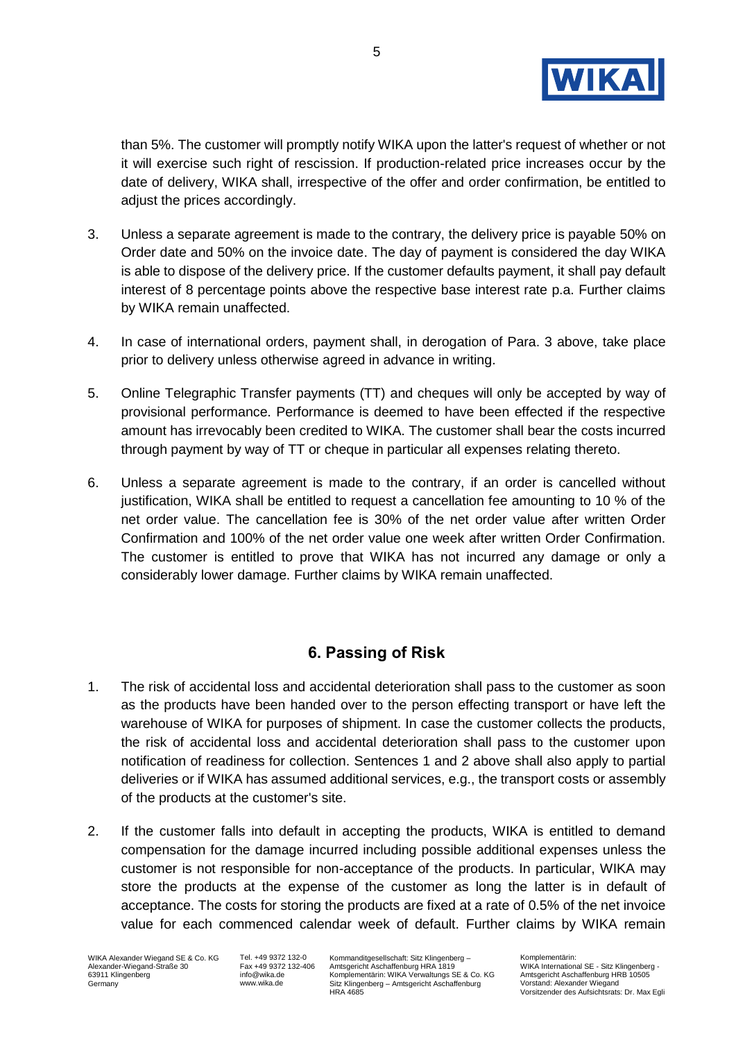than 5%. The customer will promptly notify WIKA upon the latter's request of whether or not it will exercise such right of rescission. If production-related price increases occur by the date of delivery, WIKA shall, irrespective of the offer and order confirmation, be entitled to adjust the prices accordingly.

3. Unless a separate agreement is made to the contrary, the delivery price is payable 50% on Order date and 50% on the invoice date. The day of payment is considered the day WIKA is able to dispose of the delivery price. If the customer defaults payment, it shall pay default interest of 8 percentage points above the respective base interest rate p.a. Further claims by WIKA remain unaffected.

4. In case of international orders, payment shall, in derogation of Para. 3 above, take place prior to delivery unless otherwise agreed in advance in writing.

5. Online Telegraphic Transfer payments (TT) and cheques will only be accepted by way of provisional performance. Performance is deemed to have been effected if the respective amount has irrevocably been credited to WIKA. The customer shall bear the costs incurred through payment by way of TT or cheque in particular all expenses relating thereto.

6. Unless a separate agreement is made to the contrary, if an order is cancelled without justification, WIKA shall be entitled to request a cancellation fee amounting to 10 % of the net order value. The cancellation fee is 30% of the net order value after written Order Confirmation and 100% of the net order value one week after written Order Confirmation. The customer is entitled to prove that WIKA has not incurred any damage or only a considerably lower damage. Further claims by WIKA remain unaffected.

## 6. Passing of Risk

1. The risk of accidental loss and accidental deterioration shall pass to the customer as soon as the products have been handed over to the person effecting transport or have left the warehouse of WIKA for purposes of shipment. In case the customer collects the products, the risk of accidental loss and accidental deterioration shall pass to the customer upon notification of readiness for collection. Sentences 1 and 2 above shall also apply to partial deliveries or if WIKA has assumed additional services, e.g., the transport costs or assembly of the products at the customer's site.

2. If the customer falls into default in accepting the products, WIKA is entitled to demand compensation for the damage incurred including possible additional expenses unless the customer is not responsible for non-acceptance of the products. In particular, WIKA may store the products at the expense of the customer as long the latter is in default of acceptance. The costs for storing the products are fixed at a rate of 0.5% of the net invoice value for each commenced calendar week of default. Further claims by WIKA remain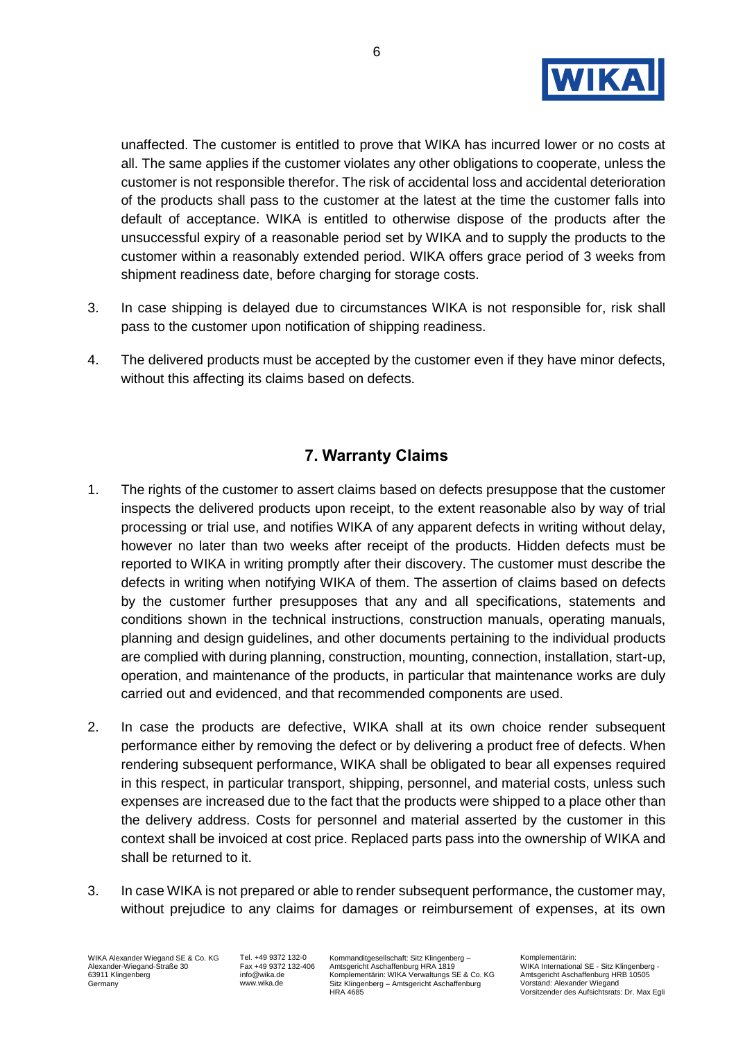unaffected. The customer is entitled to prove that WIKA has incurred lower or no costs at all. The same applies if the customer violates any other obligations to cooperate, unless the customer is not responsible therefor. The risk of accidental loss and accidental deterioration of the products shall pass to the customer at the latest at the time the customer falls into default of acceptance. WIKA is entitled to otherwise dispose of the products after the unsuccessful expiry of a reasonable period set by WIKA and to supply the products to the customer within a reasonably extended period. WIKA offers grace period of 3 weeks from shipment readiness date, before charging for storage costs.

3. In case shipping is delayed due to circumstances WIKA is not responsible for, risk shall pass to the customer upon notification of shipping readiness.

4. The delivered products must be accepted by the customer even if they have minor defects, without this affecting its claims based on defects.

## 7. Warranty Claims

1. The rights of the customer to assert claims based on defects presuppose that the customer inspects the delivered products upon receipt, to the extent reasonable also by way of trial processing or trial use, and notifies WIKA of any apparent defects in writing without delay, however no later than two weeks after receipt of the products. Hidden defects must be reported to WIKA in writing promptly after their discovery. The customer must describe the defects in writing when notifying WIKA of them. The assertion of claims based on defects by the customer further presupposes that any and all specifications, statements and conditions shown in the technical instructions, construction manuals, operating manuals, planning and design guidelines, and other documents pertaining to the individual products are complied with during planning, construction, mounting, connection, installation, start-up, operation, and maintenance of the products, in particular that maintenance works are duly carried out and evidenced, and that recommended components are used.

2. In case the products are defective, WIKA shall at its own choice render subsequent performance either by removing the defect or by delivering a product free of defects. When rendering subsequent performance, WIKA shall be obligated to bear all expenses required in this respect, in particular transport, shipping, personnel, and material costs, unless such expenses are increased due to the fact that the products were shipped to a place other than the delivery address. Costs for personnel and material asserted by the customer in this context shall be invoiced at cost price. Replaced parts pass into the ownership of WIKA and shall be returned to it.

3. In case WIKA is not prepared or able to render subsequent performance, the customer may, without prejudice to any claims for damages or reimbursement of expenses, at its own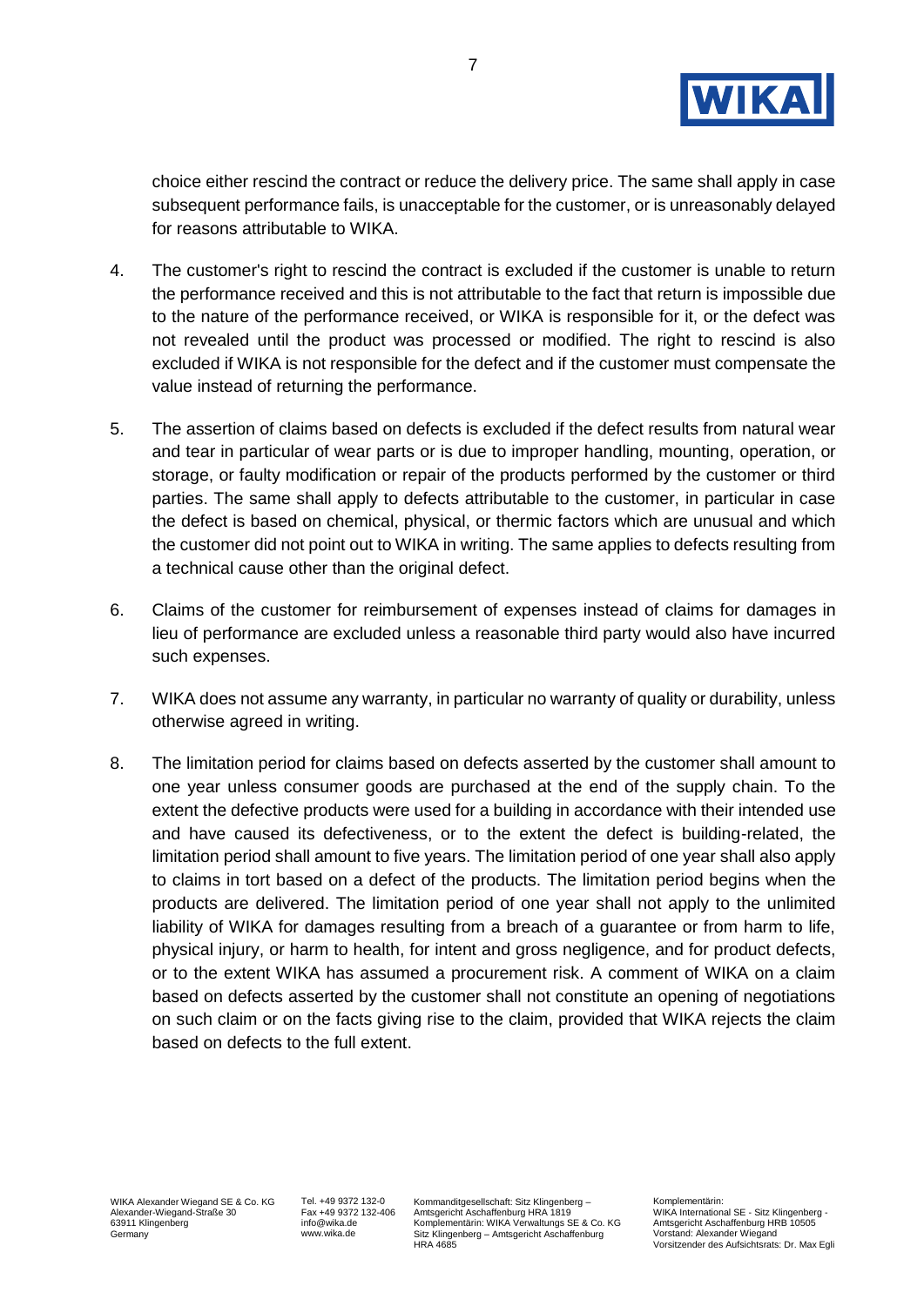choice either rescind the contract or reduce the delivery price. The same shall apply in case subsequent performance fails, is unacceptable for the customer, or is unreasonably delayed for reasons attributable to WIKA.

4. The customer's right to rescind the contract is excluded if the customer is unable to return the performance received and this is not attributable to the fact that return is impossible due to the nature of the performance received, or WIKA is responsible for it, or the defect was not revealed until the product was processed or modified. The right to rescind is also excluded if WIKA is not responsible for the defect and if the customer must compensate the value instead of returning the performance.

5. The assertion of claims based on defects is excluded if the defect results from natural wear and tear in particular of wear parts or is due to improper handling, mounting, operation, or storage, or faulty modification or repair of the products performed by the customer or third parties. The same shall apply to defects attributable to the customer, in particular in case the defect is based on chemical, physical, or thermic factors which are unusual and which the customer did not point out to WIKA in writing. The same applies to defects resulting from a technical cause other than the original defect.

6. Claims of the customer for reimbursement of expenses instead of claims for damages in lieu of performance are excluded unless a reasonable third party would also have incurred such expenses.

7. WIKA does not assume any warranty, in particular no warranty of quality or durability, unless otherwise agreed in writing.

8. The limitation period for claims based on defects asserted by the customer shall amount to one year unless consumer goods are purchased at the end of the supply chain. To the extent the defective products were used for a building in accordance with their intended use and have caused its defectiveness, or to the extent the defect is building-related, the limitation period shall amount to five years. The limitation period of one year shall also apply to claims in tort based on a defect of the products. The limitation period begins when the products are delivered. The limitation period of one year shall not apply to the unlimited liability of WIKA for damages resulting from a breach of a guarantee or from harm to life, physical injury, or harm to health, for intent and gross negligence, and for product defects, or to the extent WIKA has assumed a procurement risk. A comment of WIKA on a claim based on defects asserted by the customer shall not constitute an opening of negotiations on such claim or on the facts giving rise to the claim, provided that WIKA rejects the claim based on defects to the full extent.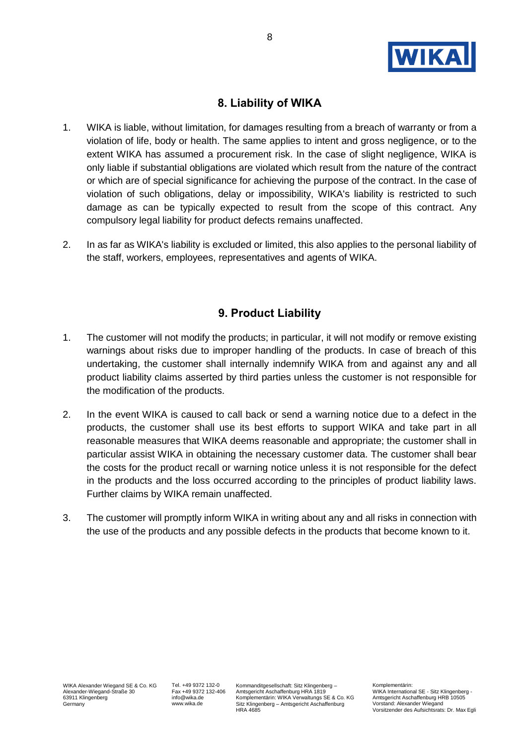## 8. Liability of WIKA

1. WIKA is liable, without limitation, for damages resulting from a breach of warranty or from a violation of life, body or health. The same applies to intent and gross negligence, or to the extent WIKA has assumed a procurement risk. In the case of slight negligence, WIKA is only liable if substantial obligations are violated which result from the nature of the contract or which are of special significance for achieving the purpose of the contract. In the case of violation of such obligations, delay or impossibility, WIKA's liability is restricted to such damage as can be typically expected to result from the scope of this contract. Any compulsory legal liability for product defects remains unaffected.

2. In as far as WIKA's liability is excluded or limited, this also applies to the personal liability of the staff, workers, employees, representatives and agents of WIKA.

## 9. Product Liability

1. The customer will not modify the products; in particular, it will not modify or remove existing warnings about risks due to improper handling of the products. In case of breach of this undertaking, the customer shall internally indemnify WIKA from and against any and all product liability claims asserted by third parties unless the customer is not responsible for the modification of the products.

2. In the event WIKA is caused to call back or send a warning notice due to a defect in the products, the customer shall use its best efforts to support WIKA and take part in all reasonable measures that WIKA deems reasonable and appropriate; the customer shall in particular assist WIKA in obtaining the necessary customer data. The customer shall bear the costs for the product recall or warning notice unless it is not responsible for the defect in the products and the loss occurred according to the principles of product liability laws. Further claims by WIKA remain unaffected.

3. The customer will promptly inform WIKA in writing about any and all risks in connection with the use of the products and any possible defects in the products that become known to it.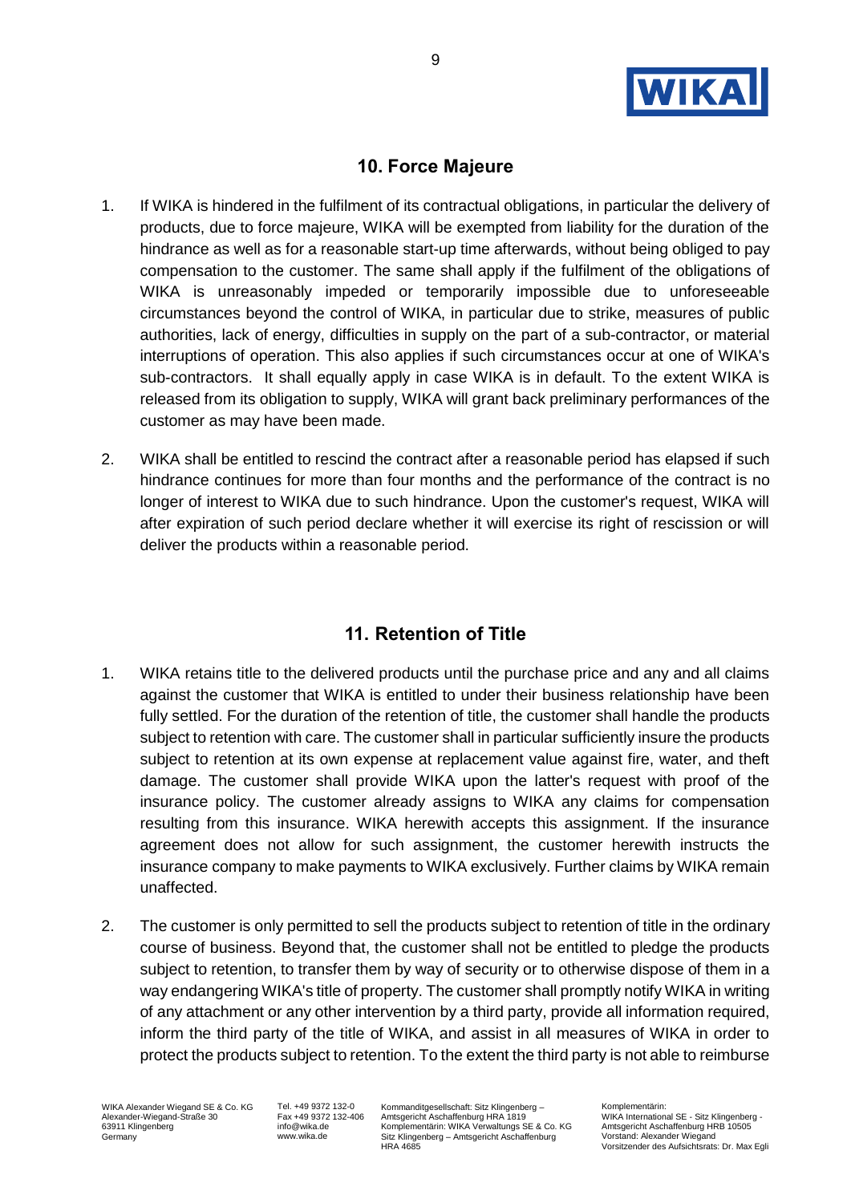## 10. Force Majeure

1. If WIKA is hindered in the fulfilment of its contractual obligations, in particular the delivery of products, due to force majeure, WIKA will be exempted from liability for the duration of the hindrance as well as for a reasonable start-up time afterwards, without being obliged to pay compensation to the customer. The same shall apply if the fulfilment of the obligations of WIKA is unreasonably impeded or temporarily impossible due to unforeseeable circumstances beyond the control of WIKA, in particular due to strike, measures of public authorities, lack of energy, difficulties in supply on the part of a sub-contractor, or material interruptions of operation. This also applies if such circumstances occur at one of WIKA's sub-contractors. It shall equally apply in case WIKA is in default. To the extent WIKA is released from its obligation to supply, WIKA will grant back preliminary performances of the customer as may have been made.

2. WIKA shall be entitled to rescind the contract after a reasonable period has elapsed if such hindrance continues for more than four months and the performance of the contract is no longer of interest to WIKA due to such hindrance. Upon the customer's request, WIKA will after expiration of such period declare whether it will exercise its right of rescission or will deliver the products within a reasonable period.

## 11. Retention of Title

1. WIKA retains title to the delivered products until the purchase price and any and all claims against the customer that WIKA is entitled to under their business relationship have been fully settled. For the duration of the retention of title, the customer shall handle the products subject to retention with care. The customer shall in particular sufficiently insure the products subject to retention at its own expense at replacement value against fire, water, and theft damage. The customer shall provide WIKA upon the latter's request with proof of the insurance policy. The customer already assigns to WIKA any claims for compensation resulting from this insurance. WIKA herewith accepts this assignment. If the insurance agreement does not allow for such assignment, the customer herewith instructs the insurance company to make payments to WIKA exclusively. Further claims by WIKA remain unaffected.

2. The customer is only permitted to sell the products subject to retention of title in the ordinary course of business. Beyond that, the customer shall not be entitled to pledge the products subject to retention, to transfer them by way of security or to otherwise dispose of them in a way endangering WIKA's title of property. The customer shall promptly notify WIKA in writing of any attachment or any other intervention by a third party, provide all information required, inform the third party of the title of WIKA, and assist in all measures of WIKA in order to protect the products subject to retention. To the extent the third party is not able to reimburse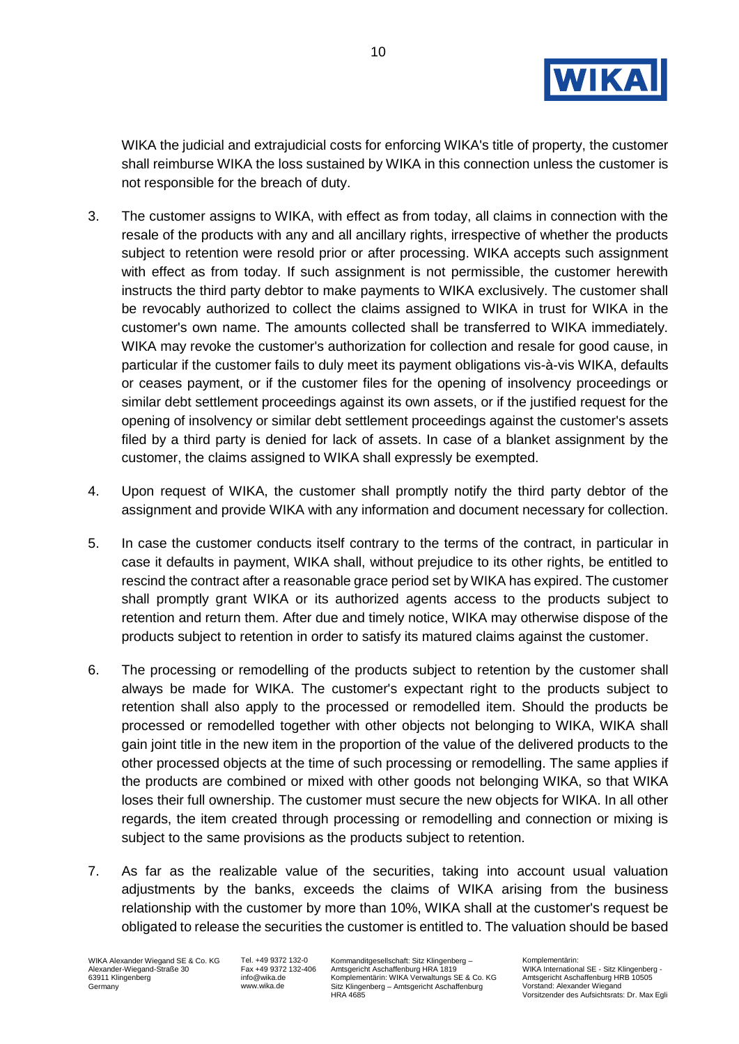WIKA the judicial and extrajudicial costs for enforcing WIKA's title of property, the customer shall reimburse WIKA the loss sustained by WIKA in this connection unless the customer is not responsible for the breach of duty.

3. The customer assigns to WIKA, with effect as from today, all claims in connection with the resale of the products with any and all ancillary rights, irrespective of whether the products subject to retention were resold prior or after processing. WIKA accepts such assignment with effect as from today. If such assignment is not permissible, the customer herewith instructs the third party debtor to make payments to WIKA exclusively. The customer shall be revocably authorized to collect the claims assigned to WIKA in trust for WIKA in the customer's own name. The amounts collected shall be transferred to WIKA immediately. WIKA may revoke the customer's authorization for collection and resale for good cause, in particular if the customer fails to duly meet its payment obligations vis-à-vis WIKA, defaults or ceases payment, or if the customer files for the opening of insolvency proceedings or similar debt settlement proceedings against its own assets, or if the justified request for the opening of insolvency or similar debt settlement proceedings against the customer's assets filed by a third party is denied for lack of assets. In case of a blanket assignment by the customer, the claims assigned to WIKA shall expressly be exempted.

4. Upon request of WIKA, the customer shall promptly notify the third party debtor of the assignment and provide WIKA with any information and document necessary for collection.

5. In case the customer conducts itself contrary to the terms of the contract, in particular in case it defaults in payment, WIKA shall, without prejudice to its other rights, be entitled to rescind the contract after a reasonable grace period set by WIKA has expired. The customer shall promptly grant WIKA or its authorized agents access to the products subject to retention and return them. After due and timely notice, WIKA may otherwise dispose of the products subject to retention in order to satisfy its matured claims against the customer.

6. The processing or remodelling of the products subject to retention by the customer shall always be made for WIKA. The customer's expectant right to the products subject to retention shall also apply to the processed or remodelled item. Should the products be processed or remodelled together with other objects not belonging to WIKA, WIKA shall gain joint title in the new item in the proportion of the value of the delivered products to the other processed objects at the time of such processing or remodelling. The same applies if the products are combined or mixed with other goods not belonging WIKA, so that WIKA loses their full ownership. The customer must secure the new objects for WIKA. In all other regards, the item created through processing or remodelling and connection or mixing is subject to the same provisions as the products subject to retention.

7. As far as the realizable value of the securities, taking into account usual valuation adjustments by the banks, exceeds the claims of WIKA arising from the business relationship with the customer by more than 10%, WIKA shall at the customer's request be obligated to release the securities the customer is entitled to. The valuation should be based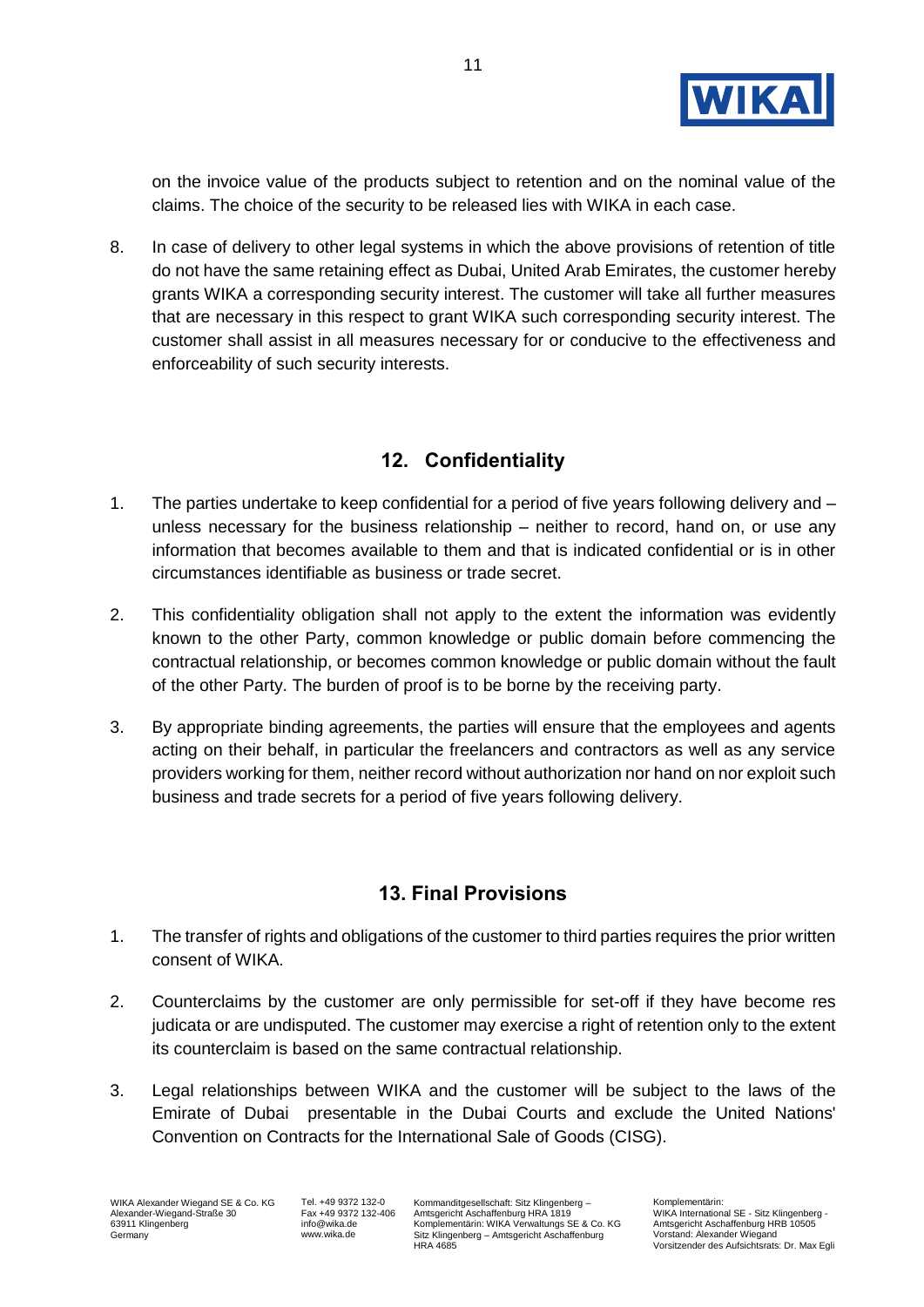on the invoice value of the products subject to retention and on the nominal value of the claims. The choice of the security to be released lies with WIKA in each case.

8. In case of delivery to other legal systems in which the above provisions of retention of title do not have the same retaining effect as Dubai, United Arab Emirates, the customer hereby grants WIKA a corresponding security interest. The customer will take all further measures that are necessary in this respect to grant WIKA such corresponding security interest. The customer shall assist in all measures necessary for or conducive to the effectiveness and enforceability of such security interests.

## 12. Confidentiality

1. The parties undertake to keep confidential for a period of five years following delivery and – unless necessary for the business relationship – neither to record, hand on, or use any information that becomes available to them and that is indicated confidential or is in other circumstances identifiable as business or trade secret.

2. This confidentiality obligation shall not apply to the extent the information was evidently known to the other Party, common knowledge or public domain before commencing the contractual relationship, or becomes common knowledge or public domain without the fault of the other Party. The burden of proof is to be borne by the receiving party.

3. By appropriate binding agreements, the parties will ensure that the employees and agents acting on their behalf, in particular the freelancers and contractors as well as any service providers working for them, neither record without authorization nor hand on nor exploit such business and trade secrets for a period of five years following delivery.

## 13. Final Provisions

1. The transfer of rights and obligations of the customer to third parties requires the prior written consent of WIKA.

2. Counterclaims by the customer are only permissible for set-off if they have become res judicata or are undisputed. The customer may exercise a right of retention only to the extent its counterclaim is based on the same contractual relationship.

3. Legal relationships between WIKA and the customer will be subject to the laws of the Emirate of Dubai presentable in the Dubai Courts and exclude the United Nations' Convention on Contracts for the International Sale of Goods (CISG).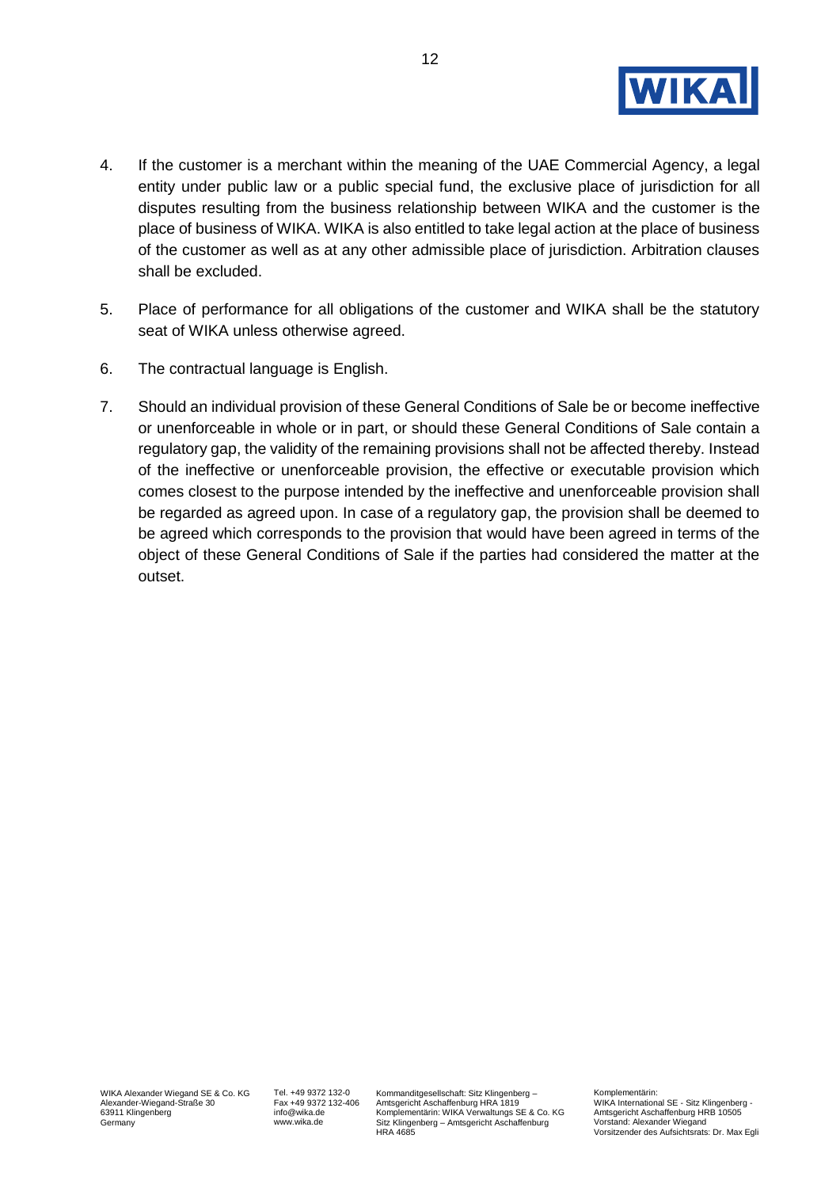4. If the customer is a merchant within the meaning of the UAE Commercial Agency, a legal entity under public law or a public special fund, the exclusive place of jurisdiction for all disputes resulting from the business relationship between WIKA and the customer is the place of business of WIKA. WIKA is also entitled to take legal action at the place of business of the customer as well as at any other admissible place of jurisdiction. Arbitration clauses shall be excluded.

5. Place of performance for all obligations of the customer and WIKA shall be the statutory seat of WIKA unless otherwise agreed.

6. The contractual language is English.

7. Should an individual provision of these General Conditions of Sale be or become ineffective or unenforceable in whole or in part, or should these General Conditions of Sale contain a regulatory gap, the validity of the remaining provisions shall not be affected thereby. Instead of the ineffective or unenforceable provision, the effective or executable provision which comes closest to the purpose intended by the ineffective and unenforceable provision shall be regarded as agreed upon. In case of a regulatory gap, the provision shall be deemed to be agreed which corresponds to the provision that would have been agreed in terms of the object of these General Conditions of Sale if the parties had considered the matter at the outset.